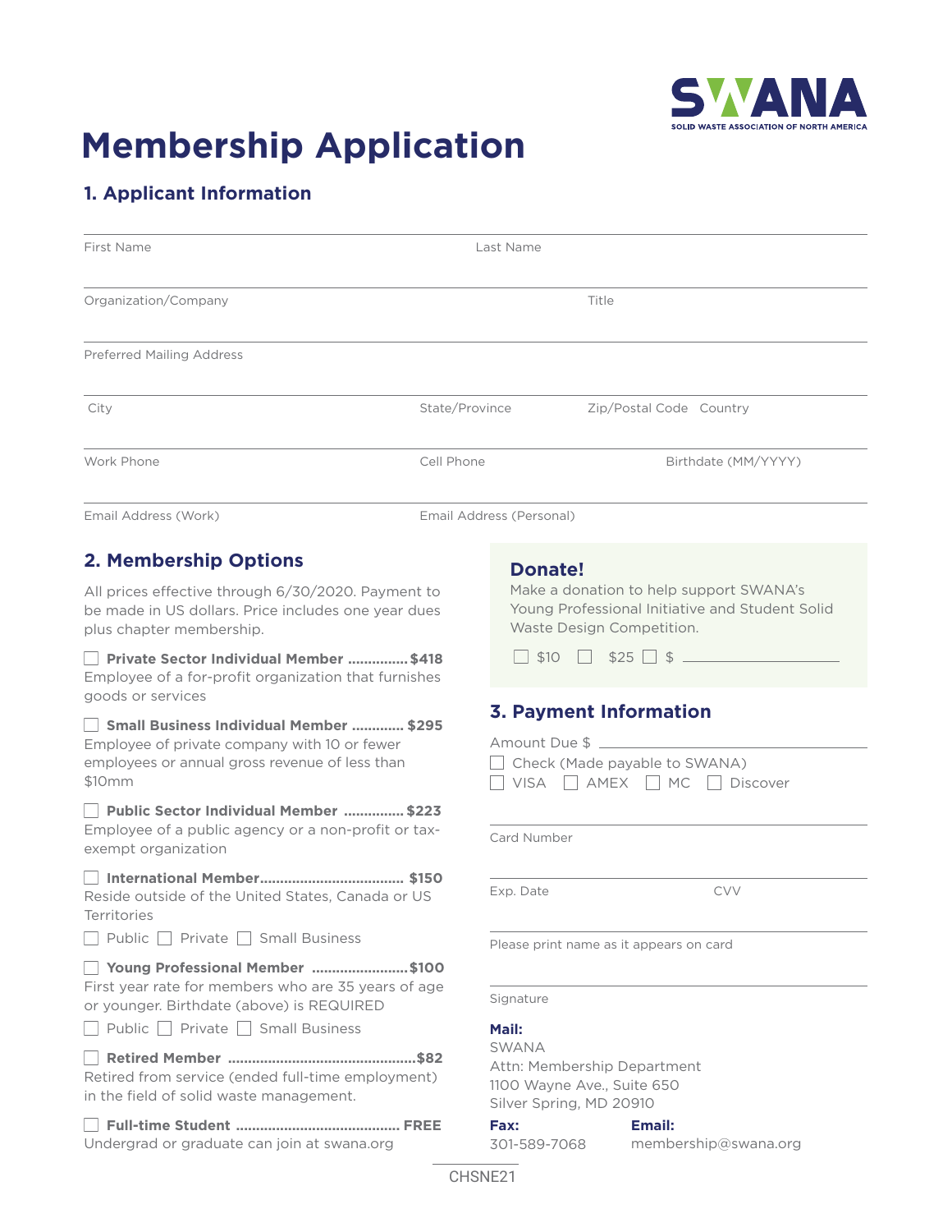SWANA
SOLID WASTE ASSOCIATION OF NORTH AMERICA

# Membership Application

## 1. Applicant Information

First Name | Last Name

Organization/Company | Title

Preferred Mailing Address

City | State/Province | Zip/Postal Code | Country

Work Phone | Cell Phone | Birthdate (MM/YYYY)

Email Address (Work) | Email Address (Personal)

## 2. Membership Options

All prices effective through 6/30/2020. Payment to be made in US dollars. Price includes one year dues plus chapter membership.

☐ **Private Sector Individual Member ............... $418**
Employee of a for-profit organization that furnishes goods or services

☐ **Small Business Individual Member ............. $295**
Employee of private company with 10 or fewer employees or annual gross revenue of less than $10mm

☐ **Public Sector Individual Member ............... $223**
Employee of a public agency or a non-profit or tax-exempt organization

☐ **International Member.................................... $150**
Reside outside of the United States, Canada or US Territories

☐ Public ☐ Private ☐ Small Business

☐ **Young Professional Member ........................ $100**
First year rate for members who are 35 years of age or younger. Birthdate (above) is REQUIRED

☐ Public ☐ Private ☐ Small Business

☐ **Retired Member ............................................... $82**
Retired from service (ended full-time employment) in the field of solid waste management.

☐ **Full-time Student ......................................... FREE**
Undergrad or graduate can join at swana.org

### Donate!

Make a donation to help support SWANA's Young Professional Initiative and Student Solid Waste Design Competition.

☐ $10 ☐ $25 ☐ $ ____________

## 3. Payment Information

Amount Due $ ____________

☐ Check (Made payable to SWANA)

☐ VISA ☐ AMEX ☐ MC ☐ Discover

Card Number

Exp. Date | CVV

Please print name as it appears on card

Signature

**Mail:**
SWANA
Attn: Membership Department
1100 Wayne Ave., Suite 650
Silver Spring, MD 20910

**Fax:**
301-589-7068

**Email:**
membership@swana.org

CHSNE21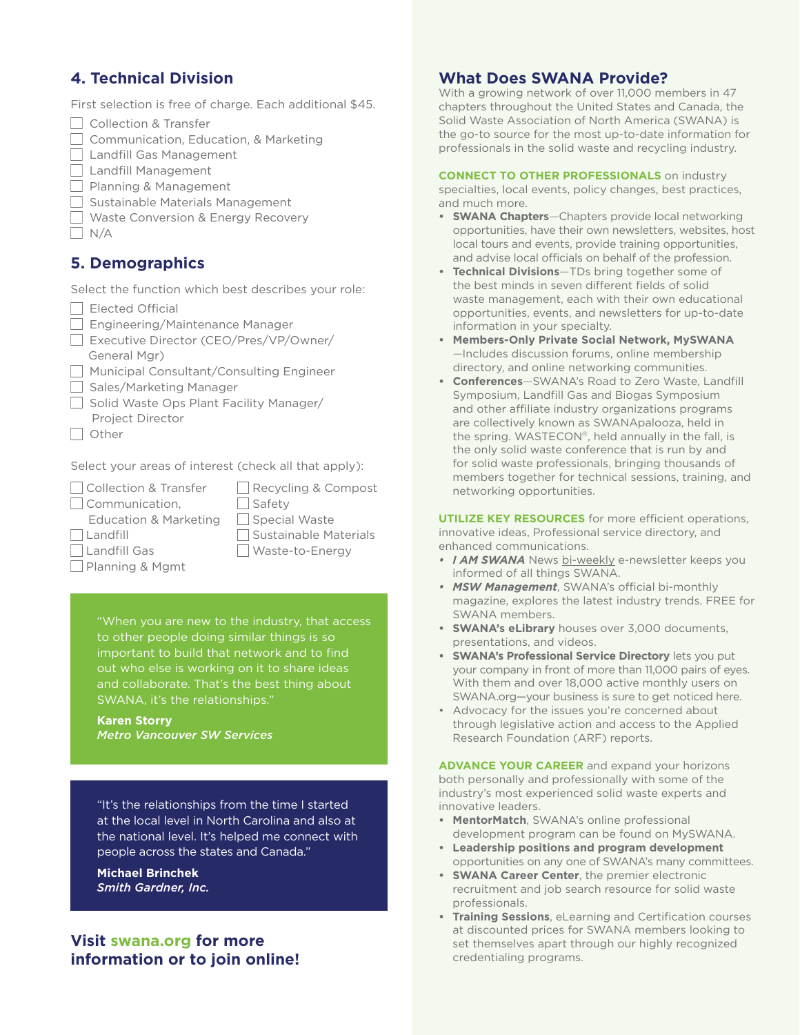## 4. Technical Division

First selection is free of charge. Each additional $45.

- ☐ Collection & Transfer
- ☐ Communication, Education, & Marketing
- ☐ Landfill Gas Management
- ☐ Landfill Management
- ☐ Planning & Management
- ☐ Sustainable Materials Management
- ☐ Waste Conversion & Energy Recovery
- ☐ N/A

## 5. Demographics

Select the function which best describes your role:

- ☐ Elected Official
- ☐ Engineering/Maintenance Manager
- ☐ Executive Director (CEO/Pres/VP/Owner/ General Mgr)
- ☐ Municipal Consultant/Consulting Engineer
- ☐ Sales/Marketing Manager
- ☐ Solid Waste Ops Plant Facility Manager/ Project Director
- ☐ Other

Select your areas of interest (check all that apply):

- ☐ Collection & Transfer
- ☐ Communication, Education & Marketing
- ☐ Landfill
- ☐ Landfill Gas
- ☐ Planning & Mgmt
- ☐ Recycling & Compost
- ☐ Safety
- ☐ Special Waste
- ☐ Sustainable Materials
- ☐ Waste-to-Energy

> "When you are new to the industry, that access to other people doing similar things is so important to build that network and to find out who else is working on it to share ideas and collaborate. That's the best thing about SWANA, it's the relationships."
>
> **Karen Storry**
> ***Metro Vancouver SW Services***

> "It's the relationships from the time I started at the local level in North Carolina and also at the national level. It's helped me connect with people across the states and Canada."
>
> **Michael Brinchek**
> ***Smith Gardner, Inc.***

**Visit swana.org for more information or to join online!**

## What Does SWANA Provide?

With a growing network of over 11,000 members in 47 chapters throughout the United States and Canada, the Solid Waste Association of North America (SWANA) is the go-to source for the most up-to-date information for professionals in the solid waste and recycling industry.

**CONNECT TO OTHER PROFESSIONALS** on industry specialties, local events, policy changes, best practices, and much more.

- **SWANA Chapters**—Chapters provide local networking opportunities, have their own newsletters, websites, host local tours and events, provide training opportunities, and advise local officials on behalf of the profession.
- **Technical Divisions**—TDs bring together some of the best minds in seven different fields of solid waste management, each with their own educational opportunities, events, and newsletters for up-to-date information in your specialty.
- **Members-Only Private Social Network, MySWANA**—Includes discussion forums, online membership directory, and online networking communities.
- **Conferences**—SWANA's Road to Zero Waste, Landfill Symposium, Landfill Gas and Biogas Symposium and other affiliate industry organizations programs are collectively known as SWANApalooza, held in the spring. WASTECON®, held annually in the fall, is the only solid waste conference that is run by and for solid waste professionals, bringing thousands of members together for technical sessions, training, and networking opportunities.

**UTILIZE KEY RESOURCES** for more efficient operations, innovative ideas, Professional service directory, and enhanced communications.

- ***I AM SWANA*** News bi-weekly e-newsletter keeps you informed of all things SWANA.
- ***MSW Management***, SWANA's official bi-monthly magazine, explores the latest industry trends. FREE for SWANA members.
- **SWANA's eLibrary** houses over 3,000 documents, presentations, and videos.
- **SWANA's Professional Service Directory** lets you put your company in front of more than 11,000 pairs of eyes. With them and over 18,000 active monthly users on SWANA.org—your business is sure to get noticed here.
- Advocacy for the issues you're concerned about through legislative action and access to the Applied Research Foundation (ARF) reports.

**ADVANCE YOUR CAREER** and expand your horizons both personally and professionally with some of the industry's most experienced solid waste experts and innovative leaders.

- **MentorMatch**, SWANA's online professional development program can be found on MySWANA.
- **Leadership positions and program development** opportunities on any one of SWANA's many committees.
- **SWANA Career Center**, the premier electronic recruitment and job search resource for solid waste professionals.
- **Training Sessions**, eLearning and Certification courses at discounted prices for SWANA members looking to set themselves apart through our highly recognized credentialing programs.